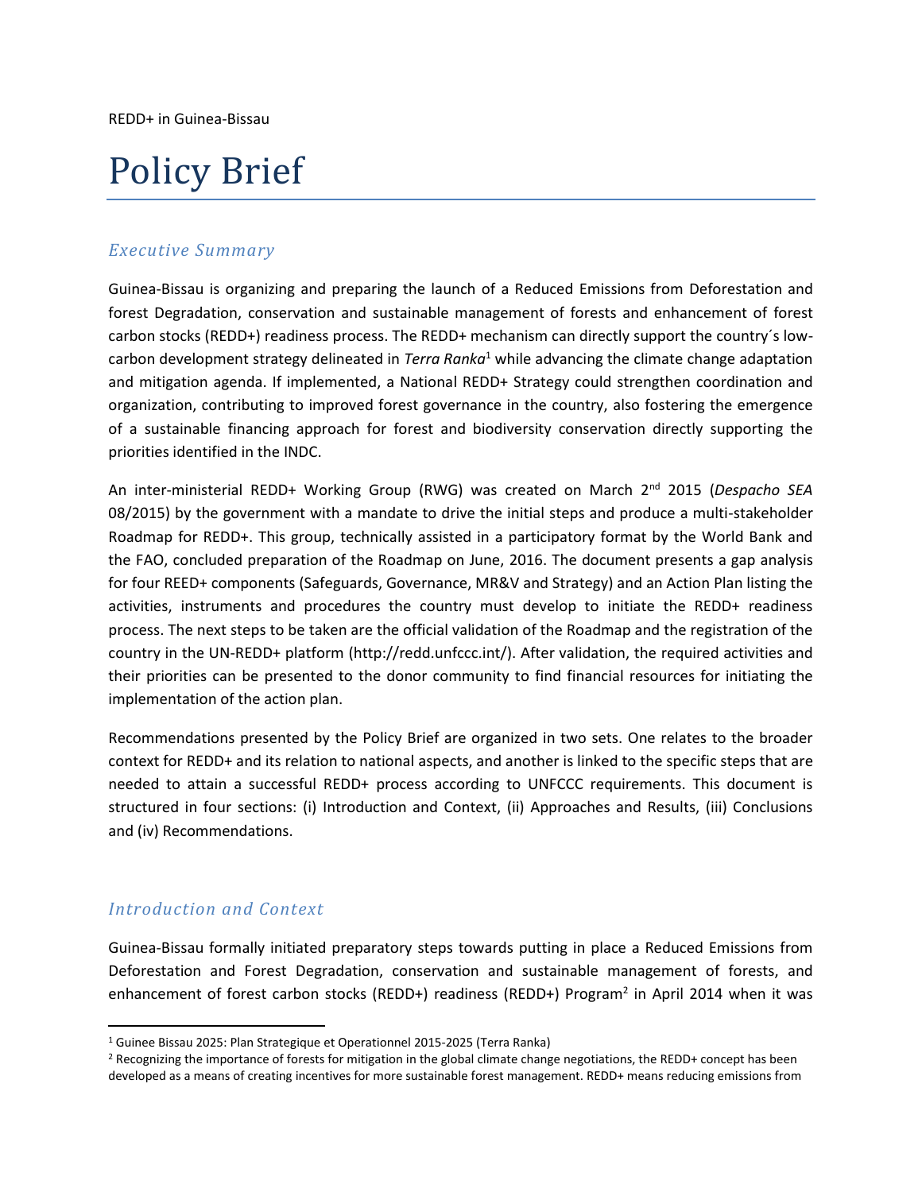REDD+ in Guinea-Bissau

# Policy Brief

## *Executive Summary*

Guinea-Bissau is organizing and preparing the launch of a Reduced Emissions from Deforestation and forest Degradation, conservation and sustainable management of forests and enhancement of forest carbon stocks (REDD+) readiness process. The REDD+ mechanism can directly support the country´s low-carbon development strategy delineated in *Terra Ranka*[1] while advancing the climate change adaptation and mitigation agenda. If implemented, a National REDD+ Strategy could strengthen coordination and organization, contributing to improved forest governance in the country, also fostering the emergence of a sustainable financing approach for forest and biodiversity conservation directly supporting the priorities identified in the INDC.

An inter-ministerial REDD+ Working Group (RWG) was created on March 2nd 2015 (*Despacho SEA* 08/2015) by the government with a mandate to drive the initial steps and produce a multi-stakeholder Roadmap for REDD+. This group, technically assisted in a participatory format by the World Bank and the FAO, concluded preparation of the Roadmap on June, 2016. The document presents a gap analysis for four REED+ components (Safeguards, Governance, MR&V and Strategy) and an Action Plan listing the activities, instruments and procedures the country must develop to initiate the REDD+ readiness process. The next steps to be taken are the official validation of the Roadmap and the registration of the country in the UN-REDD+ platform (http://redd.unfccc.int/). After validation, the required activities and their priorities can be presented to the donor community to find financial resources for initiating the implementation of the action plan.

Recommendations presented by the Policy Brief are organized in two sets. One relates to the broader context for REDD+ and its relation to national aspects, and another is linked to the specific steps that are needed to attain a successful REDD+ process according to UNFCCC requirements. This document is structured in four sections: (i) Introduction and Context, (ii) Approaches and Results, (iii) Conclusions and (iv) Recommendations.

## *Introduction and Context*

Guinea-Bissau formally initiated preparatory steps towards putting in place a Reduced Emissions from Deforestation and Forest Degradation, conservation and sustainable management of forests, and enhancement of forest carbon stocks (REDD+) readiness (REDD+) Program[2] in April 2014 when it was

---

[1] Guinee Bissau 2025: Plan Strategique et Operationnel 2015-2025 (Terra Ranka)

[2] Recognizing the importance of forests for mitigation in the global climate change negotiations, the REDD+ concept has been developed as a means of creating incentives for more sustainable forest management. REDD+ means reducing emissions from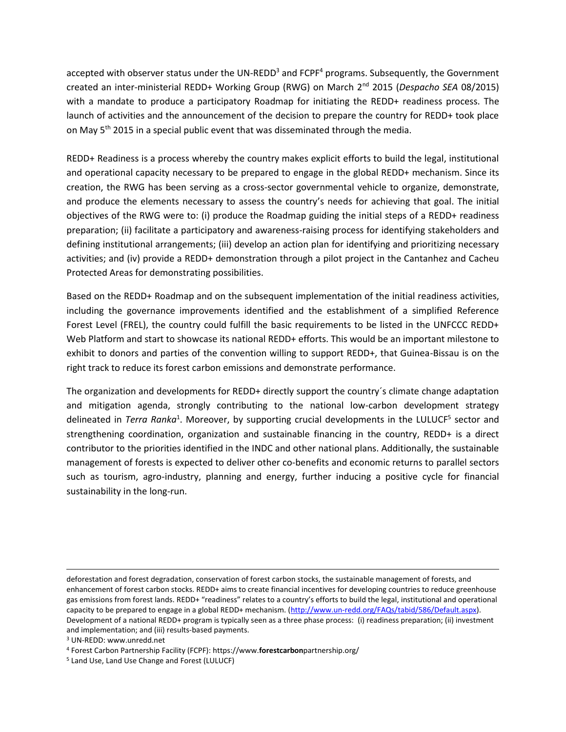accepted with observer status under the UN-REDD[3] and FCPF[4] programs. Subsequently, the Government created an inter-ministerial REDD+ Working Group (RWG) on March 2nd 2015 (*Despacho SEA* 08/2015) with a mandate to produce a participatory Roadmap for initiating the REDD+ readiness process. The launch of activities and the announcement of the decision to prepare the country for REDD+ took place on May 5th 2015 in a special public event that was disseminated through the media.

REDD+ Readiness is a process whereby the country makes explicit efforts to build the legal, institutional and operational capacity necessary to be prepared to engage in the global REDD+ mechanism. Since its creation, the RWG has been serving as a cross-sector governmental vehicle to organize, demonstrate, and produce the elements necessary to assess the country's needs for achieving that goal. The initial objectives of the RWG were to: (i) produce the Roadmap guiding the initial steps of a REDD+ readiness preparation; (ii) facilitate a participatory and awareness-raising process for identifying stakeholders and defining institutional arrangements; (iii) develop an action plan for identifying and prioritizing necessary activities; and (iv) provide a REDD+ demonstration through a pilot project in the Cantanhez and Cacheu Protected Areas for demonstrating possibilities.

Based on the REDD+ Roadmap and on the subsequent implementation of the initial readiness activities, including the governance improvements identified and the establishment of a simplified Reference Forest Level (FREL), the country could fulfill the basic requirements to be listed in the UNFCCC REDD+ Web Platform and start to showcase its national REDD+ efforts. This would be an important milestone to exhibit to donors and parties of the convention willing to support REDD+, that Guinea-Bissau is on the right track to reduce its forest carbon emissions and demonstrate performance.

The organization and developments for REDD+ directly support the country´s climate change adaptation and mitigation agenda, strongly contributing to the national low-carbon development strategy delineated in *Terra Ranka*[1]. Moreover, by supporting crucial developments in the LULUCF[5] sector and strengthening coordination, organization and sustainable financing in the country, REDD+ is a direct contributor to the priorities identified in the INDC and other national plans. Additionally, the sustainable management of forests is expected to deliver other co-benefits and economic returns to parallel sectors such as tourism, agro-industry, planning and energy, further inducing a positive cycle for financial sustainability in the long-run.

---

deforestation and forest degradation, conservation of forest carbon stocks, the sustainable management of forests, and enhancement of forest carbon stocks. REDD+ aims to create financial incentives for developing countries to reduce greenhouse gas emissions from forest lands. REDD+ "readiness" relates to a country's efforts to build the legal, institutional and operational capacity to be prepared to engage in a global REDD+ mechanism. (http://www.un-redd.org/FAQs/tabid/586/Default.aspx). Development of a national REDD+ program is typically seen as a three phase process: (i) readiness preparation; (ii) investment and implementation; and (iii) results-based payments.

[3] UN-REDD: www.unredd.net

[4] Forest Carbon Partnership Facility (FCPF): https://www.**forestcarbon**partnership.org/

[5] Land Use, Land Use Change and Forest (LULUCF)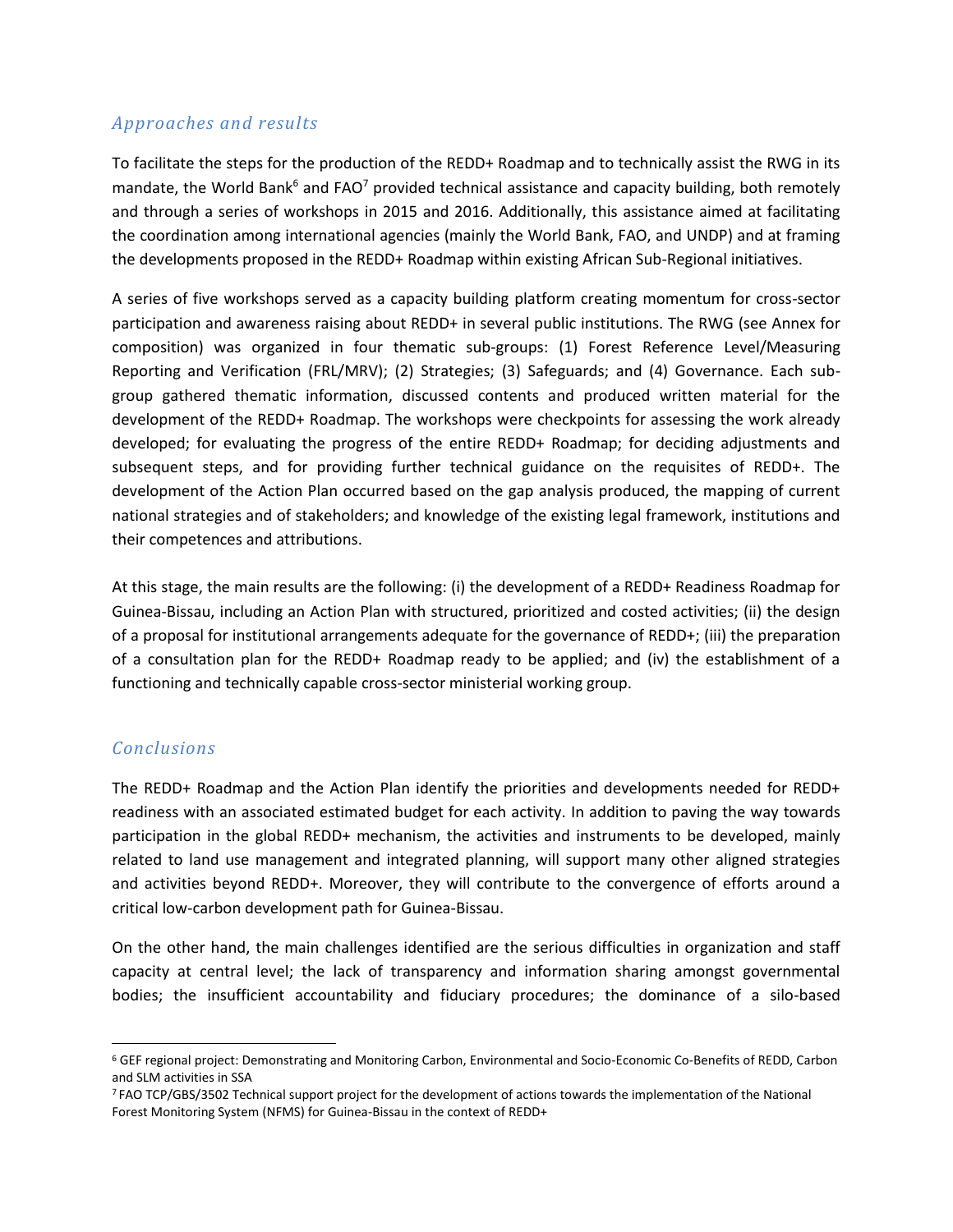## *Approaches and results*

To facilitate the steps for the production of the REDD+ Roadmap and to technically assist the RWG in its mandate, the World Bank[6] and FAO[7] provided technical assistance and capacity building, both remotely and through a series of workshops in 2015 and 2016. Additionally, this assistance aimed at facilitating the coordination among international agencies (mainly the World Bank, FAO, and UNDP) and at framing the developments proposed in the REDD+ Roadmap within existing African Sub-Regional initiatives.

A series of five workshops served as a capacity building platform creating momentum for cross-sector participation and awareness raising about REDD+ in several public institutions. The RWG (see Annex for composition) was organized in four thematic sub-groups: (1) Forest Reference Level/Measuring Reporting and Verification (FRL/MRV); (2) Strategies; (3) Safeguards; and (4) Governance. Each sub-group gathered thematic information, discussed contents and produced written material for the development of the REDD+ Roadmap. The workshops were checkpoints for assessing the work already developed; for evaluating the progress of the entire REDD+ Roadmap; for deciding adjustments and subsequent steps, and for providing further technical guidance on the requisites of REDD+. The development of the Action Plan occurred based on the gap analysis produced, the mapping of current national strategies and of stakeholders; and knowledge of the existing legal framework, institutions and their competences and attributions.

At this stage, the main results are the following: (i) the development of a REDD+ Readiness Roadmap for Guinea-Bissau, including an Action Plan with structured, prioritized and costed activities; (ii) the design of a proposal for institutional arrangements adequate for the governance of REDD+; (iii) the preparation of a consultation plan for the REDD+ Roadmap ready to be applied; and (iv) the establishment of a functioning and technically capable cross-sector ministerial working group.

## *Conclusions*

The REDD+ Roadmap and the Action Plan identify the priorities and developments needed for REDD+ readiness with an associated estimated budget for each activity. In addition to paving the way towards participation in the global REDD+ mechanism, the activities and instruments to be developed, mainly related to land use management and integrated planning, will support many other aligned strategies and activities beyond REDD+. Moreover, they will contribute to the convergence of efforts around a critical low-carbon development path for Guinea-Bissau.

On the other hand, the main challenges identified are the serious difficulties in organization and staff capacity at central level; the lack of transparency and information sharing amongst governmental bodies; the insufficient accountability and fiduciary procedures; the dominance of a silo-based

---

[6] GEF regional project: Demonstrating and Monitoring Carbon, Environmental and Socio-Economic Co-Benefits of REDD, Carbon and SLM activities in SSA

[7] FAO TCP/GBS/3502 Technical support project for the development of actions towards the implementation of the National Forest Monitoring System (NFMS) for Guinea-Bissau in the context of REDD+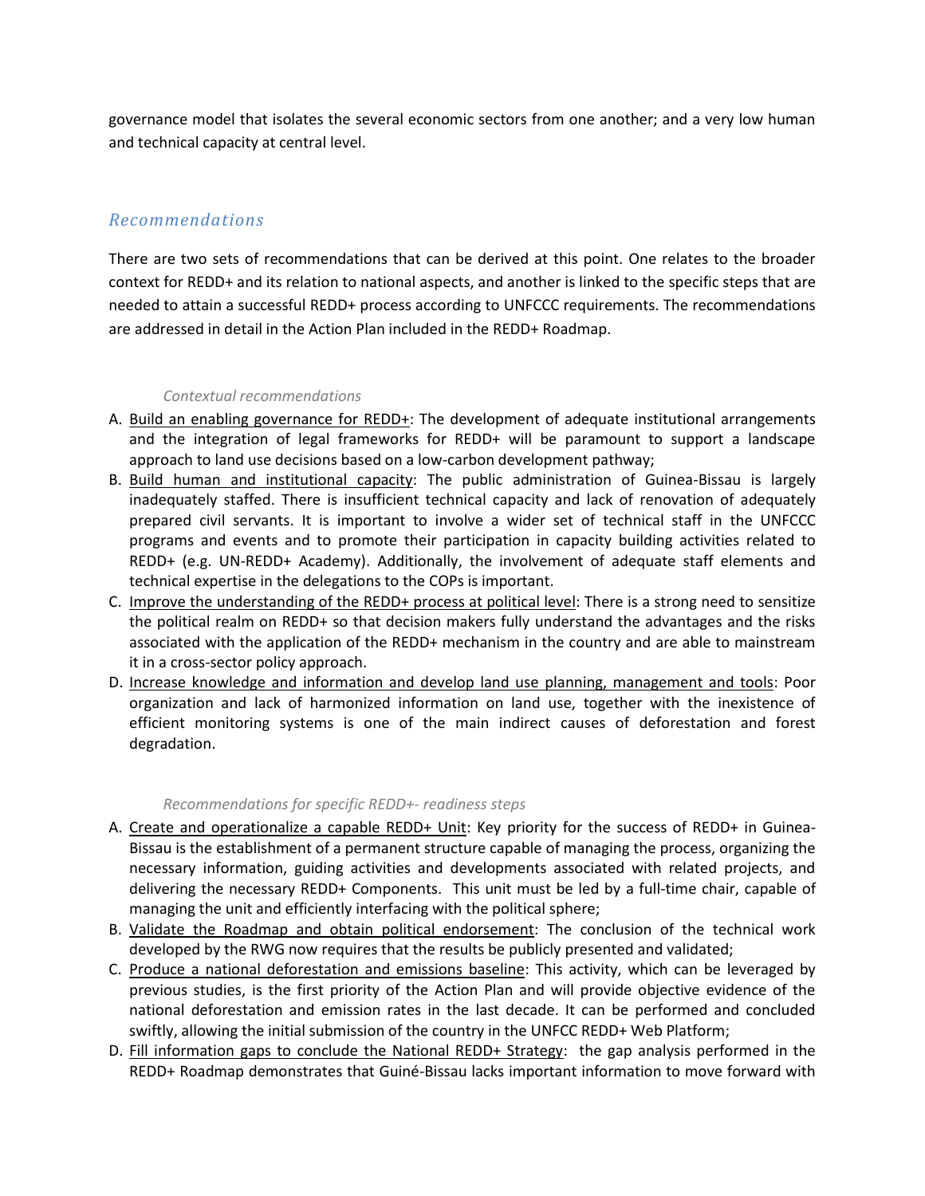governance model that isolates the several economic sectors from one another; and a very low human and technical capacity at central level.

## *Recommendations*

There are two sets of recommendations that can be derived at this point. One relates to the broader context for REDD+ and its relation to national aspects, and another is linked to the specific steps that are needed to attain a successful REDD+ process according to UNFCCC requirements. The recommendations are addressed in detail in the Action Plan included in the REDD+ Roadmap.

### *Contextual recommendations*

A. <u>Build an enabling governance for REDD+</u>: The development of adequate institutional arrangements and the integration of legal frameworks for REDD+ will be paramount to support a landscape approach to land use decisions based on a low-carbon development pathway;
B. <u>Build human and institutional capacity</u>: The public administration of Guinea-Bissau is largely inadequately staffed. There is insufficient technical capacity and lack of renovation of adequately prepared civil servants. It is important to involve a wider set of technical staff in the UNFCCC programs and events and to promote their participation in capacity building activities related to REDD+ (e.g. UN-REDD+ Academy). Additionally, the involvement of adequate staff elements and technical expertise in the delegations to the COPs is important.
C. <u>Improve the understanding of the REDD+ process at political level</u>: There is a strong need to sensitize the political realm on REDD+ so that decision makers fully understand the advantages and the risks associated with the application of the REDD+ mechanism in the country and are able to mainstream it in a cross-sector policy approach.
D. <u>Increase knowledge and information and develop land use planning, management and tools</u>: Poor organization and lack of harmonized information on land use, together with the inexistence of efficient monitoring systems is one of the main indirect causes of deforestation and forest degradation.

### *Recommendations for specific REDD+- readiness steps*

A. <u>Create and operationalize a capable REDD+ Unit</u>: Key priority for the success of REDD+ in Guinea-Bissau is the establishment of a permanent structure capable of managing the process, organizing the necessary information, guiding activities and developments associated with related projects, and delivering the necessary REDD+ Components. This unit must be led by a full-time chair, capable of managing the unit and efficiently interfacing with the political sphere;
B. <u>Validate the Roadmap and obtain political endorsement</u>: The conclusion of the technical work developed by the RWG now requires that the results be publicly presented and validated;
C. <u>Produce a national deforestation and emissions baseline</u>: This activity, which can be leveraged by previous studies, is the first priority of the Action Plan and will provide objective evidence of the national deforestation and emission rates in the last decade. It can be performed and concluded swiftly, allowing the initial submission of the country in the UNFCC REDD+ Web Platform;
D. <u>Fill information gaps to conclude the National REDD+ Strategy</u>: the gap analysis performed in the REDD+ Roadmap demonstrates that Guiné-Bissau lacks important information to move forward with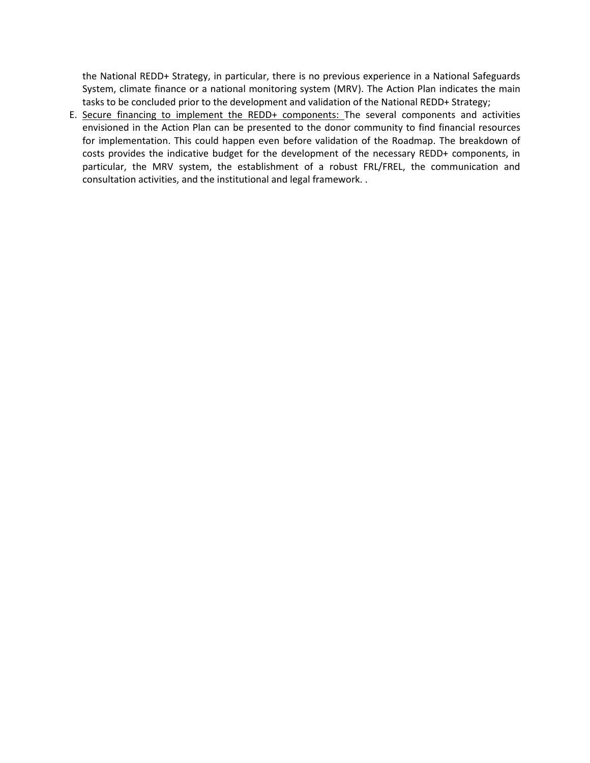the National REDD+ Strategy, in particular, there is no previous experience in a National Safeguards System, climate finance or a national monitoring system (MRV). The Action Plan indicates the main tasks to be concluded prior to the development and validation of the National REDD+ Strategy;

E. <u>Secure financing to implement the REDD+ components:</u> The several components and activities envisioned in the Action Plan can be presented to the donor community to find financial resources for implementation. This could happen even before validation of the Roadmap. The breakdown of costs provides the indicative budget for the development of the necessary REDD+ components, in particular, the MRV system, the establishment of a robust FRL/FREL, the communication and consultation activities, and the institutional and legal framework. .